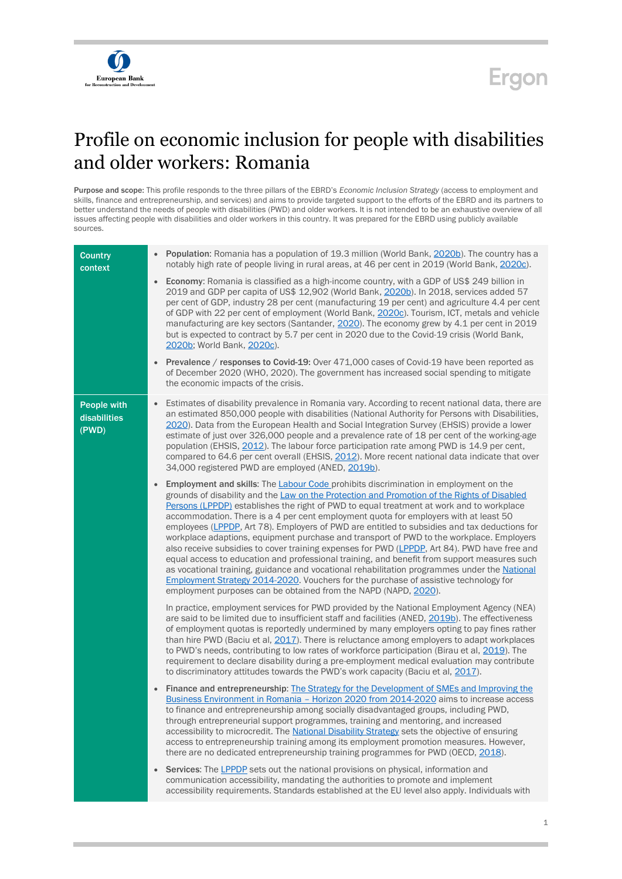# Profile on economic inclusion for people with disabilities and older workers: Romania

**Purpose and scope:** This profile responds to the three pillars of the EBRD's *Economic Inclusion Strategy* (access to employment and skills, finance and entrepreneurship, and services) and aims to provide targeted support to the efforts of the EBRD and its partners to better understand the needs of people with disabilities (PWD) and older workers. It is not intended to be an exhaustive overview of all issues affecting people with disabilities and older workers in this country. It was prepared for the EBRD using publicly available sources.

| | |
|---|---|
| **Country context** | • **Population**: Romania has a population of 19.3 million (World Bank, 2020b). The country has a notably high rate of people living in rural areas, at 46 per cent in 2019 (World Bank, 2020c).<br><br>• **Economy**: Romania is classified as a high-income country, with a GDP of US$ 249 billion in 2019 and GDP per capita of US$ 12,902 (World Bank, 2020b). In 2018, services added 57 per cent of GDP, industry 28 per cent (manufacturing 19 per cent) and agriculture 4.4 per cent of GDP with 22 per cent of employment (World Bank, 2020c). Tourism, ICT, metals and vehicle manufacturing are key sectors (Santander, 2020). The economy grew by 4.1 per cent in 2019 but is expected to contract by 5.7 per cent in 2020 due to the Covid-19 crisis (World Bank, 2020b; World Bank, 2020c).<br><br>• **Prevalence / responses to Covid-19:** Over 471,000 cases of Covid-19 have been reported as of December 2020 (WHO, 2020). The government has increased social spending to mitigate the economic impacts of the crisis. |
| **People with disabilities (PWD)** | • Estimates of disability prevalence in Romania vary. According to recent national data, there are an estimated 850,000 people with disabilities (National Authority for Persons with Disabilities, 2020). Data from the European Health and Social Integration Survey (EHSIS) provide a lower estimate of just over 326,000 people and a prevalence rate of 18 per cent of the working-age population (EHSIS, 2012). The labour force participation rate among PWD is 14.9 per cent, compared to 64.6 per cent overall (EHSIS, 2012). More recent national data indicate that over 34,000 registered PWD are employed (ANED, 2019b).<br><br>• **Employment and skills**: The Labour Code prohibits discrimination in employment on the grounds of disability and the Law on the Protection and Promotion of the Rights of Disabled Persons (LPPDP) establishes the right of PWD to equal treatment at work and to workplace accommodation. There is a 4 per cent employment quota for employers with at least 50 employees (LPPDP, Art 78). Employers of PWD are entitled to subsidies and tax deductions for workplace adaptions, equipment purchase and transport of PWD to the workplace. Employers also receive subsidies to cover training expenses for PWD (LPPDP, Art 84). PWD have free and equal access to education and professional training, and benefit from support measures such as vocational training, guidance and vocational rehabilitation programmes under the National Employment Strategy 2014-2020. Vouchers for the purchase of assistive technology for employment purposes can be obtained from the NAPD (NAPD, 2020).<br><br>In practice, employment services for PWD provided by the National Employment Agency (NEA) are said to be limited due to insufficient staff and facilities (ANED, 2019b). The effectiveness of employment quotas is reportedly undermined by many employers opting to pay fines rather than hire PWD (Baciu et al, 2017). There is reluctance among employers to adapt workplaces to PWD's needs, contributing to low rates of workforce participation (Birau et al, 2019). The requirement to declare disability during a pre-employment medical evaluation may contribute to discriminatory attitudes towards the PWD's work capacity (Baciu et al, 2017).<br><br>• **Finance and entrepreneurship**: The Strategy for the Development of SMEs and Improving the Business Environment in Romania – Horizon 2020 from 2014-2020 aims to increase access to finance and entrepreneurship among socially disadvantaged groups, including PWD, through entrepreneurial support programmes, training and mentoring, and increased accessibility to microcredit. The National Disability Strategy sets the objective of ensuring access to entrepreneurship training among its employment promotion measures. However, there are no dedicated entrepreneurship training programmes for PWD (OECD, 2018).<br><br>• **Services**: The LPPDP sets out the national provisions on physical, information and communication accessibility, mandating the authorities to promote and implement accessibility requirements. Standards established at the EU level also apply. Individuals with |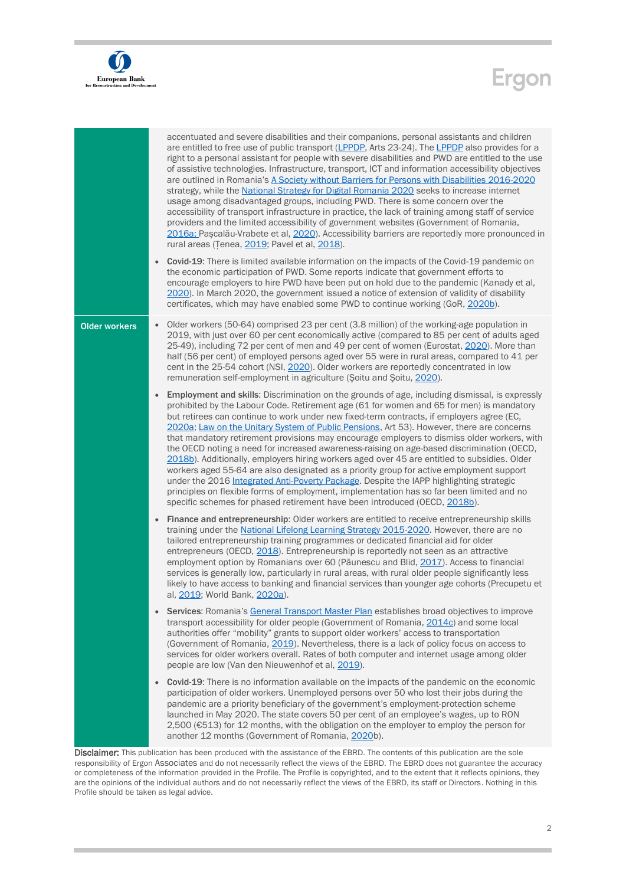| | |
|---|---|
| | accentuated and severe disabilities and their companions, personal assistants and children are entitled to free use of public transport (LPPDP, Arts 23-24). The LPPDP also provides for a right to a personal assistant for people with severe disabilities and PWD are entitled to the use of assistive technologies. Infrastructure, transport, ICT and information accessibility objectives are outlined in Romania's A Society without Barriers for Persons with Disabilities 2016-2020 strategy, while the National Strategy for Digital Romania 2020 seeks to increase internet usage among disadvantaged groups, including PWD. There is some concern over the accessibility of transport infrastructure in practice, the lack of training among staff of service providers and the limited accessibility of government websites (Government of Romania, 2016a; Paşcalău-Vrabete et al, 2020). Accessibility barriers are reportedly more pronounced in rural areas (Ţenea, 2019; Pavel et al, 2018).<br><br>• **Covid-19**: There is limited available information on the impacts of the Covid-19 pandemic on the economic participation of PWD. Some reports indicate that government efforts to encourage employers to hire PWD have been put on hold due to the pandemic (Kanady et al, 2020). In March 2020, the government issued a notice of extension of validity of disability certificates, which may have enabled some PWD to continue working (GoR, 2020b). |
| **Older workers** | • Older workers (50-64) comprised 23 per cent (3.8 million) of the working-age population in 2019, with just over 60 per cent economically active (compared to 85 per cent of adults aged 25-49), including 72 per cent of men and 49 per cent of women (Eurostat, 2020). More than half (56 per cent) of employed persons aged over 55 were in rural areas, compared to 41 per cent in the 25-54 cohort (NSI, 2020). Older workers are reportedly concentrated in low remuneration self-employment in agriculture (Şoitu and Şoitu, 2020).<br><br>• **Employment and skills**: Discrimination on the grounds of age, including dismissal, is expressly prohibited by the Labour Code. Retirement age (61 for women and 65 for men) is mandatory but retirees can continue to work under new fixed-term contracts, if employers agree (EC, 2020a; Law on the Unitary System of Public Pensions, Art 53). However, there are concerns that mandatory retirement provisions may encourage employers to dismiss older workers, with the OECD noting a need for increased awareness-raising on age-based discrimination (OECD, 2018b). Additionally, employers hiring workers aged over 45 are entitled to subsidies. Older workers aged 55-64 are also designated as a priority group for active employment support under the 2016 Integrated Anti-Poverty Package. Despite the IAPP highlighting strategic principles on flexible forms of employment, implementation has so far been limited and no specific schemes for phased retirement have been introduced (OECD, 2018b).<br><br>• **Finance and entrepreneurship**: Older workers are entitled to receive entrepreneurship skills training under the National Lifelong Learning Strategy 2015-2020. However, there are no tailored entrepreneurship training programmes or dedicated financial aid for older entrepreneurs (OECD, 2018). Entrepreneurship is reportedly not seen as an attractive employment option by Romanians over 60 (Păunescu and Blid, 2017). Access to financial services is generally low, particularly in rural areas, with rural older people significantly less likely to have access to banking and financial services than younger age cohorts (Precupetu et al, 2019; World Bank, 2020a).<br><br>• **Services**: Romania's General Transport Master Plan establishes broad objectives to improve transport accessibility for older people (Government of Romania, 2014c) and some local authorities offer "mobility" grants to support older workers' access to transportation (Government of Romania, 2019). Nevertheless, there is a lack of policy focus on access to services for older workers overall. Rates of both computer and internet usage among older people are low (Van den Nieuwenhof et al, 2019).<br><br>• **Covid-19**: There is no information available on the impacts of the pandemic on the economic participation of older workers. Unemployed persons over 50 who lost their jobs during the pandemic are a priority beneficiary of the government's employment-protection scheme launched in May 2020. The state covers 50 per cent of an employee's wages, up to RON 2,500 (€513) for 12 months, with the obligation on the employer to employ the person for another 12 months (Government of Romania, 2020b). |

**Disclaimer:** This publication has been produced with the assistance of the EBRD. The contents of this publication are the sole responsibility of Ergon Associates and do not necessarily reflect the views of the EBRD. The EBRD does not guarantee the accuracy or completeness of the information provided in the Profile. The Profile is copyrighted, and to the extent that it reflects opinions, they are the opinions of the individual authors and do not necessarily reflect the views of the EBRD, its staff or Directors. Nothing in this Profile should be taken as legal advice.